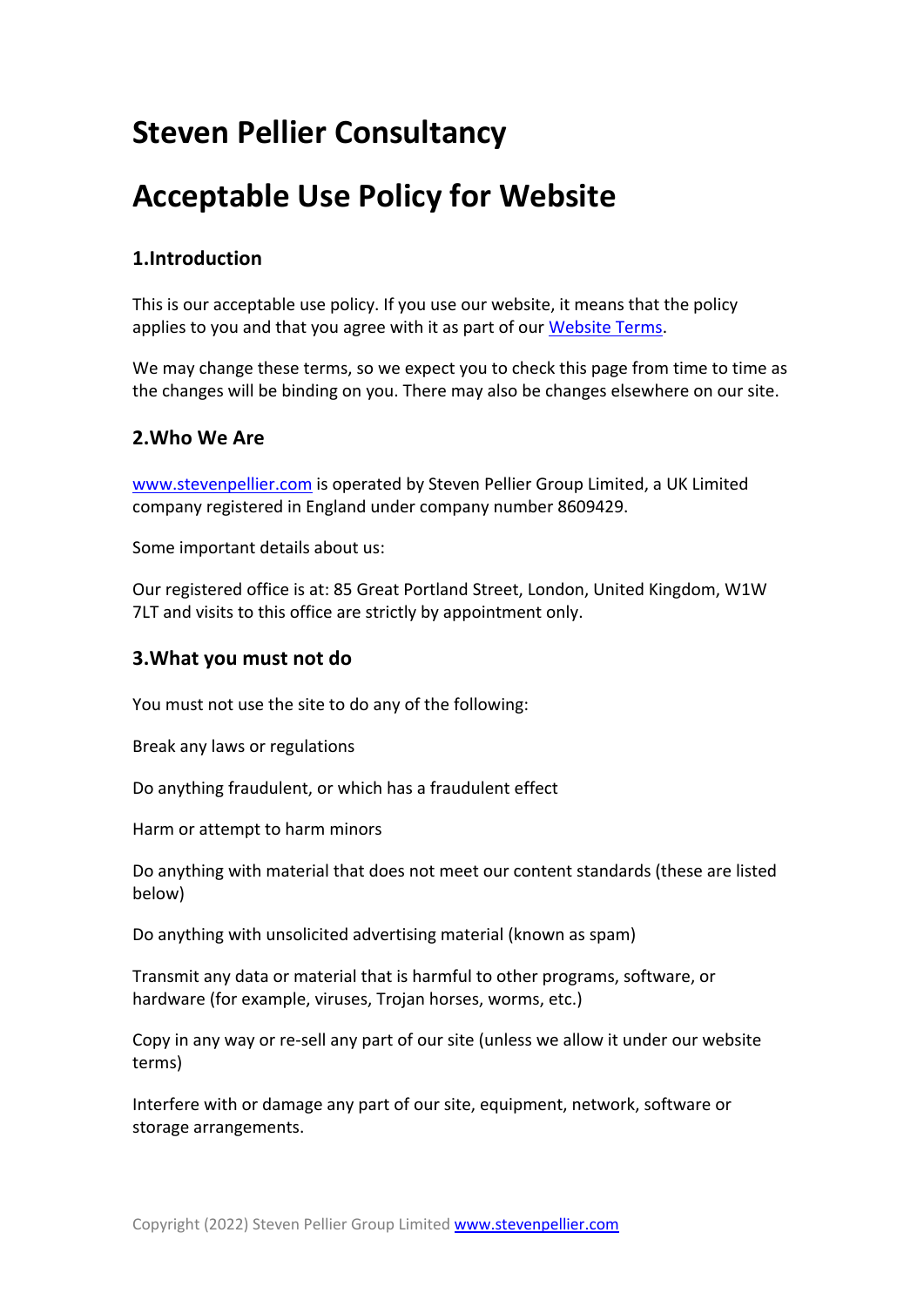# Steven Pellier Consultancy

# Acceptable Use Policy for Website

## 1.Introduction

This is our acceptable use policy. If you use our website, it means that the policy applies to you and that you agree with it as part of our [Website Terms](#).

We may change these terms, so we expect you to check this page from time to time as the changes will be binding on you. There may also be changes elsewhere on our site.

## 2.Who We Are

[www.stevenpellier.com](http://www.stevenpellier.com) is operated by Steven Pellier Group Limited, a UK Limited company registered in England under company number 8609429.

Some important details about us:

Our registered office is at: 85 Great Portland Street, London, United Kingdom, W1W 7LT and visits to this office are strictly by appointment only.

## 3.What you must not do

You must not use the site to do any of the following:

Break any laws or regulations

Do anything fraudulent, or which has a fraudulent effect

Harm or attempt to harm minors

Do anything with material that does not meet our content standards (these are listed below)

Do anything with unsolicited advertising material (known as spam)

Transmit any data or material that is harmful to other programs, software, or hardware (for example, viruses, Trojan horses, worms, etc.)

Copy in any way or re-sell any part of our site (unless we allow it under our website terms)

Interfere with or damage any part of our site, equipment, network, software or storage arrangements.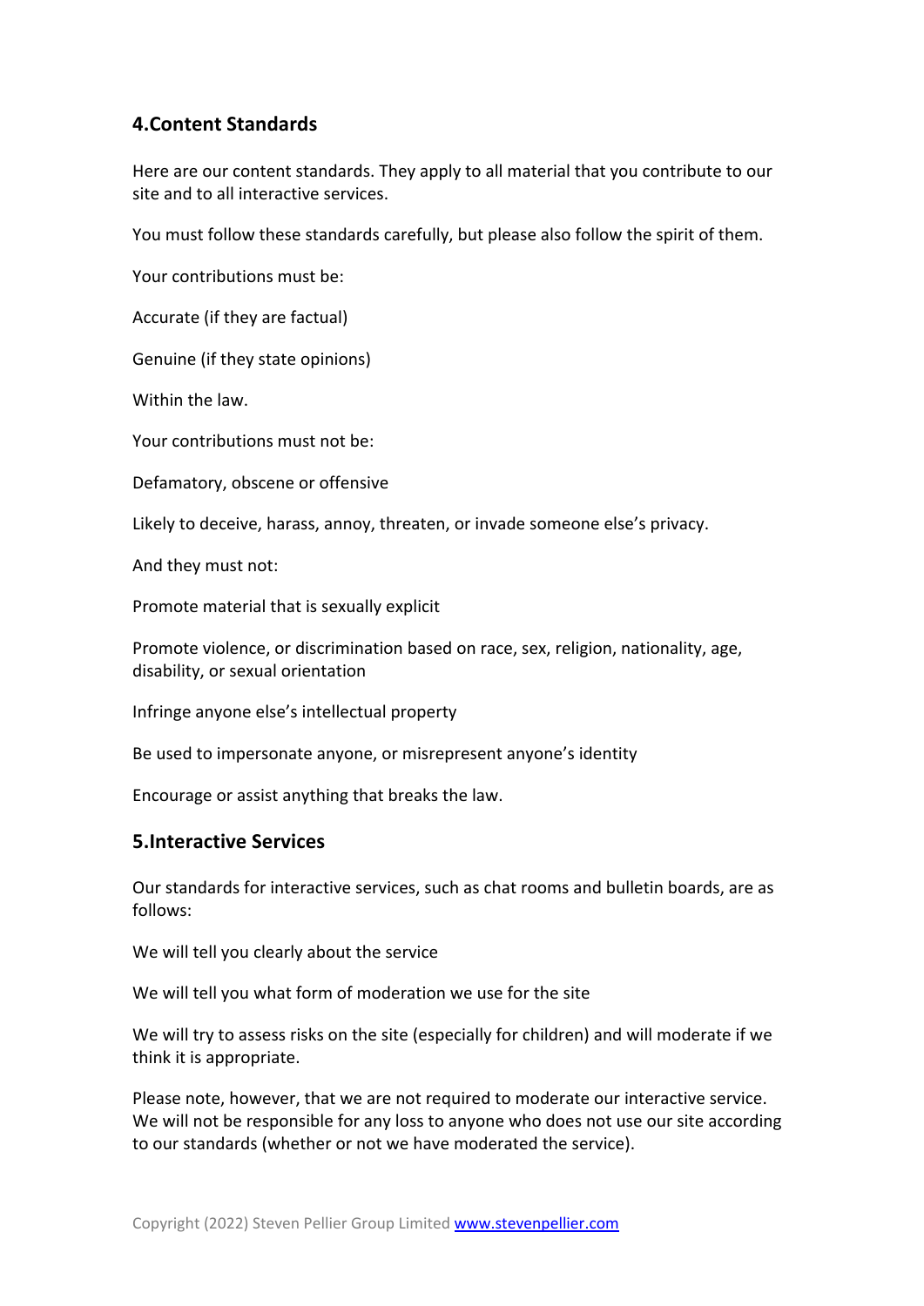## 4.Content Standards

Here are our content standards. They apply to all material that you contribute to our site and to all interactive services.

You must follow these standards carefully, but please also follow the spirit of them.

Your contributions must be:

Accurate (if they are factual)

Genuine (if they state opinions)

Within the law.

Your contributions must not be:

Defamatory, obscene or offensive

Likely to deceive, harass, annoy, threaten, or invade someone else's privacy.

And they must not:

Promote material that is sexually explicit

Promote violence, or discrimination based on race, sex, religion, nationality, age, disability, or sexual orientation

Infringe anyone else's intellectual property

Be used to impersonate anyone, or misrepresent anyone's identity

Encourage or assist anything that breaks the law.

## 5.Interactive Services

Our standards for interactive services, such as chat rooms and bulletin boards, are as follows:

We will tell you clearly about the service

We will tell you what form of moderation we use for the site

We will try to assess risks on the site (especially for children) and will moderate if we think it is appropriate.

Please note, however, that we are not required to moderate our interactive service. We will not be responsible for any loss to anyone who does not use our site according to our standards (whether or not we have moderated the service).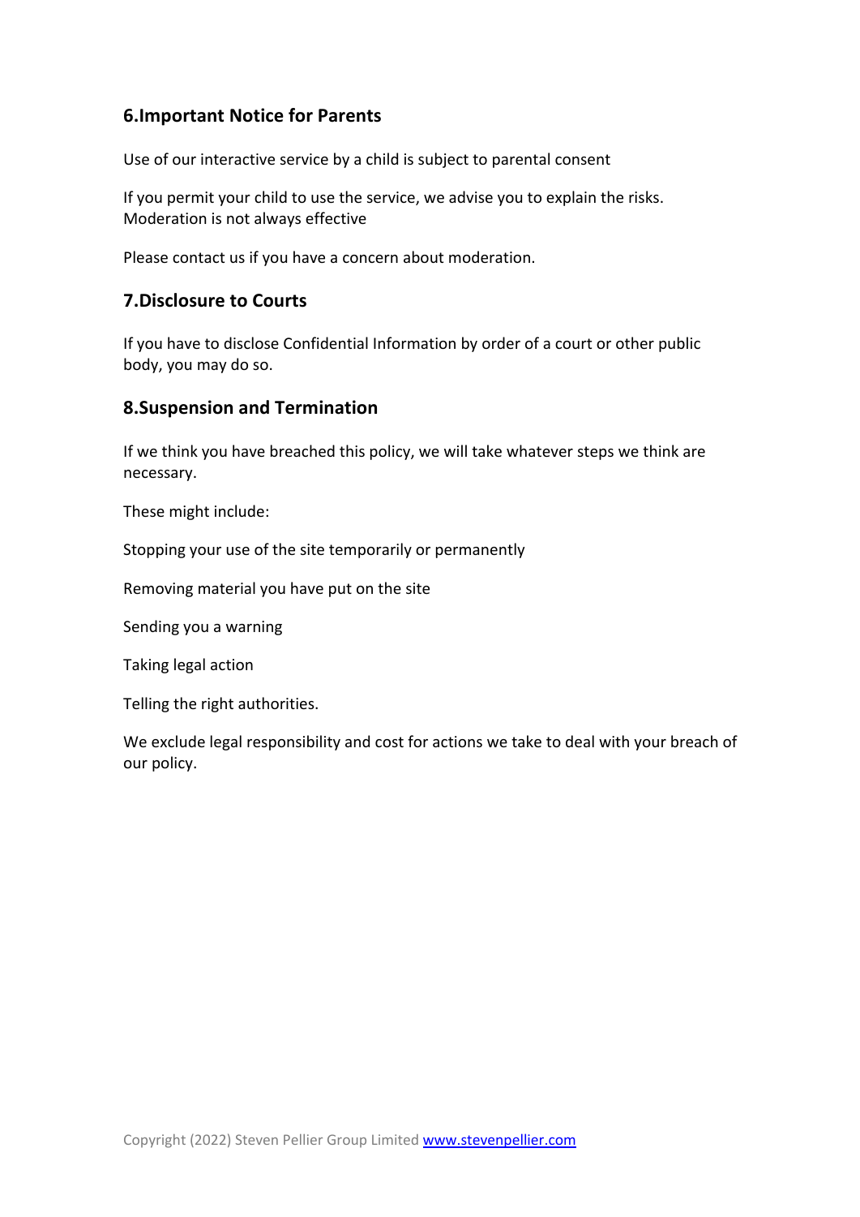## 6.Important Notice for Parents

Use of our interactive service by a child is subject to parental consent

If you permit your child to use the service, we advise you to explain the risks. Moderation is not always effective

Please contact us if you have a concern about moderation.

## 7.Disclosure to Courts

If you have to disclose Confidential Information by order of a court or other public body, you may do so.

## 8.Suspension and Termination

If we think you have breached this policy, we will take whatever steps we think are necessary.

These might include:

Stopping your use of the site temporarily or permanently

Removing material you have put on the site

Sending you a warning

Taking legal action

Telling the right authorities.

We exclude legal responsibility and cost for actions we take to deal with your breach of our policy.

Copyright (2022) Steven Pellier Group Limited [www.stevenpellier.com](http://www.stevenpellier.com)